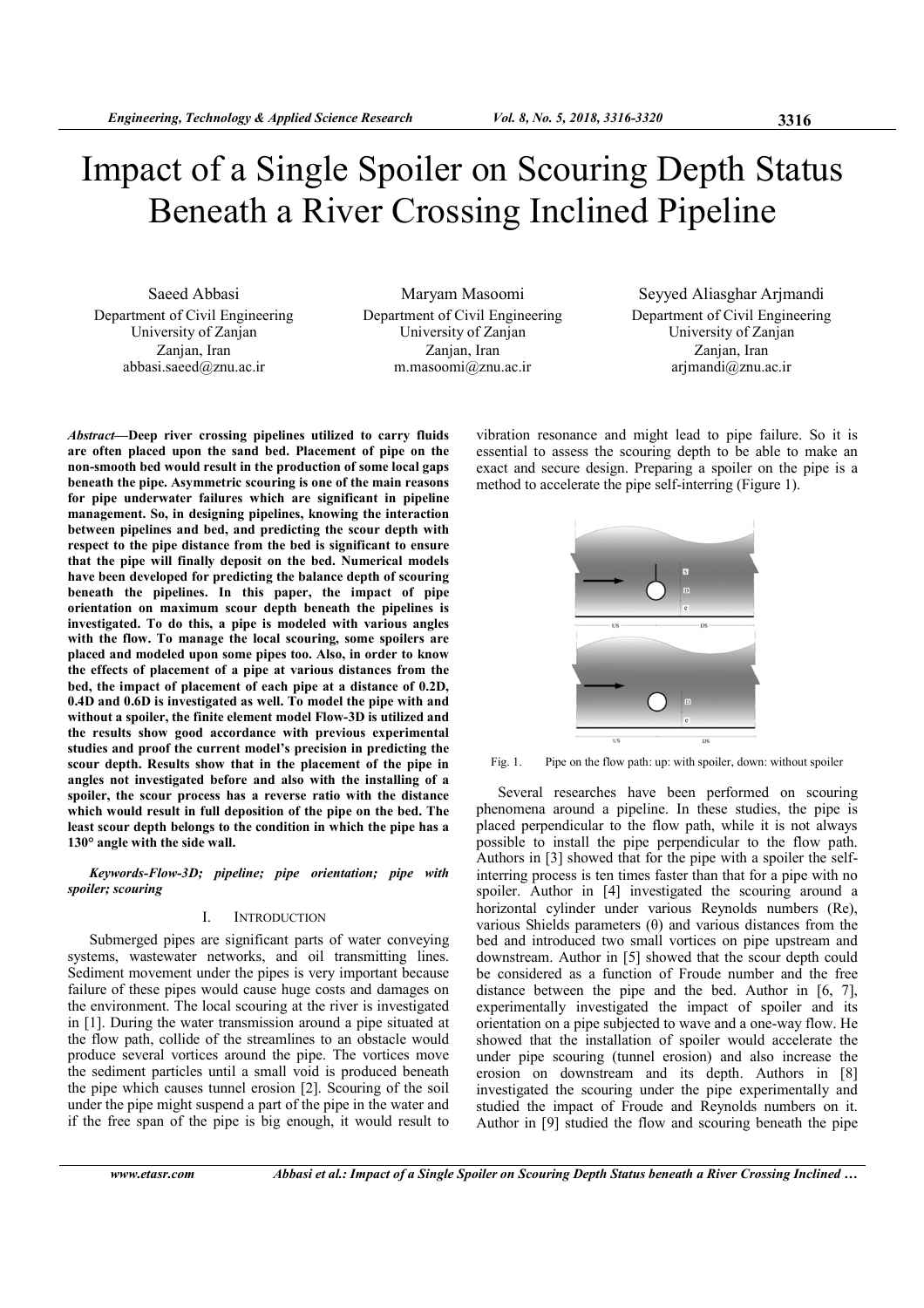# Impact of a Single Spoiler on Scouring Depth Status Beneath a River Crossing Inclined Pipeline

Saeed Abbasi
Department of Civil Engineering
University of Zanjan
Zanjan, Iran
abbasi.saeed@znu.ac.ir

Maryam Masoomi
Department of Civil Engineering
University of Zanjan
Zanjan, Iran
m.masoomi@znu.ac.ir

Seyyed Aliasghar Arjmandi
Department of Civil Engineering
University of Zanjan
Zanjan, Iran
arjmandi@znu.ac.ir

***Abstract*—Deep river crossing pipelines utilized to carry fluids are often placed upon the sand bed. Placement of pipe on the non-smooth bed would result in the production of some local gaps beneath the pipe. Asymmetric scouring is one of the main reasons for pipe underwater failures which are significant in pipeline management. So, in designing pipelines, knowing the interaction between pipelines and bed, and predicting the scour depth with respect to the pipe distance from the bed is significant to ensure that the pipe will finally deposit on the bed. Numerical models have been developed for predicting the balance depth of scouring beneath the pipelines. In this paper, the impact of pipe orientation on maximum scour depth beneath the pipelines is investigated. To do this, a pipe is modeled with various angles with the flow. To manage the local scouring, some spoilers are placed and modeled upon some pipes too. Also, in order to know the effects of placement of a pipe at various distances from the bed, the impact of each pipe at a distance of 0.2D, 0.4D and 0.6D is investigated as well. To model the pipe with and without a spoiler, the finite element model Flow-3D is utilized and the results show good accordance with previous experimental studies and proof the current model's precision in predicting the scour depth. Results show that in the placement of the pipe in angles not investigated before and also with the installing of a spoiler, the scour process has a reverse ratio with the distance which would result in full deposition of the pipe on the bed. The least scour depth belongs to the condition in which the pipe has a 130° angle with the side wall.**

***Keywords-Flow-3D; pipeline; pipe orientation; pipe with spoiler; scouring***

## I. INTRODUCTION

Submerged pipes are significant parts of water conveying systems, wastewater networks, and oil transmitting lines. Sediment movement under the pipes is very important because failure of these pipes would cause huge costs and damages on the environment. The local scouring at the river is investigated in [1]. During the water transmission around a pipe situated at the flow path, collide of the streamlines to an obstacle would produce several vortices around the pipe. The vortices move the sediment particles until a small void is produced beneath the pipe which causes tunnel erosion [2]. Scouring of the soil under the pipe might suspend a part of the pipe in the water and if the free span of the pipe is big enough, it would result to vibration resonance and might lead to pipe failure. So it is essential to assess the scouring depth to be able to make an exact and secure design. Preparing a spoiler on the pipe is a method to accelerate the pipe self-interring (Figure 1).

Fig. 1. Pipe on the flow path: up: with spoiler, down: without spoiler

Several researches have been performed on scouring phenomena around a pipeline. In these studies, the pipe is placed perpendicular to the flow path, while it is not always possible to install the pipe perpendicular to the flow path. Authors in [3] showed that for the pipe with a spoiler the self-interring process is ten times faster than that for a pipe with no spoiler. Author in [4] investigated the scouring around a horizontal cylinder under various Reynolds numbers (Re), various Shields parameters (θ) and various distances from the bed and introduced two small vortices on pipe upstream and downstream. Author in [5] showed that the scour depth could be considered as a function of Froude number and the free distance between the pipe and the bed. Author in [6, 7], experimentally investigated the impact of spoiler and its orientation on a pipe subjected to wave and a one-way flow. He showed that the installation of spoiler would accelerate the under pipe scouring (tunnel erosion) and also increase the erosion on downstream and its depth. Authors in [8] investigated the scouring under the pipe experimentally and studied the impact of Froude and Reynolds numbers on it. Author in [9] studied the flow and scouring beneath the pipe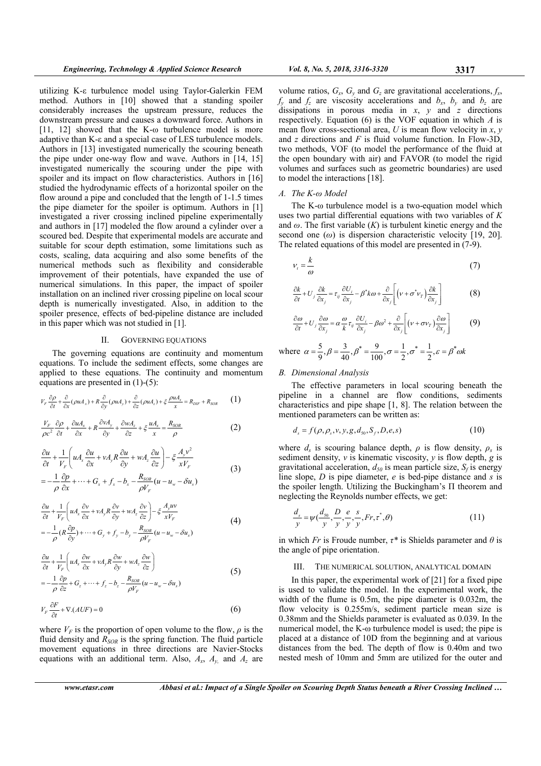utilizing K-ε turbulence model using Taylor-Galerkin FEM method. Authors in [10] showed that a standing spoiler considerably increases the upstream pressure, reduces the downstream pressure and causes a downward force. Authors in [11, 12] showed that the K-ω turbulence model is more adaptive than K-ε and a special case of LES turbulence models. Authors in [13] investigated numerically the scouring beneath the pipe under one-way flow and wave. Authors in [14, 15] investigated numerically the scouring under the pipe with spoiler and its impact on flow characteristics. Authors in [16] studied the hydrodynamic effects of a horizontal spoiler on the flow around a pipe and concluded that the length of 1-1.5 times the pipe diameter for the spoiler is optimum. Authors in [1] investigated a river crossing inclined pipeline experimentally and authors in [17] modeled the flow around a cylinder over a scoured bed. Despite that experimental models are accurate and suitable for scour depth estimation, some limitations such as costs, scaling, data acquiring and also some benefits of the numerical methods such as flexibility and considerable improvement of their potentials, have expanded the use of numerical simulations. In this paper, the impact of spoiler installation on an inclined river crossing pipeline on local scour depth is numerically investigated. Also, in addition to the spoiler presence, effects of bed-pipeline distance are included in this paper which was not studied in [1].

## II. Governing Equations

The governing equations are continuity and momentum equations. To include the sediment effects, some changes are applied to these equations. The continuity and momentum equations are presented in (1)-(5):

$$V_F\frac{\partial \rho}{\partial t}+\frac{\partial}{\partial x}(\rho u A_x)+R\frac{\partial}{\partial y}(\rho u A_y)+\frac{\partial}{\partial z}(\rho u A_z)+\xi\frac{\rho u A_x}{x}=R_{DIF}+R_{SOR} \quad (1)$$

$$\frac{V_F}{\rho c^2}\frac{\partial \rho}{\partial t}+\frac{\partial u A_x}{\partial x}+R\frac{\partial v A_y}{\partial y}+\frac{\partial w A_z}{\partial z}+\xi\frac{u A_x}{x}=\frac{R_{SOR}}{\rho} \quad (2)$$

$$\frac{\partial u}{\partial t}+\frac{1}{V_F}\left(uA_x\frac{\partial u}{\partial x}+vA_yR\frac{\partial u}{\partial y}+wA_z\frac{\partial u}{\partial z}\right)-\xi\frac{A_y v^2}{xV_F}$$
$$=-\frac{1}{\rho}\frac{\partial p}{\partial x}+\cdots+G_x+f_x-b_x-\frac{R_{SOR}}{\rho V_F}(u-u_w-\delta u_s) \quad (3)$$

$$\frac{\partial u}{\partial t}+\frac{1}{V_F}\left(uA_x\frac{\partial v}{\partial x}+vA_yR\frac{\partial v}{\partial y}+wA_z\frac{\partial v}{\partial z}\right)-\xi\frac{A_y uv}{xV_F}$$
$$=-\frac{1}{\rho}(R\frac{\partial p}{\partial y})+\cdots+G_y+f_y-b_y-\frac{R_{SOR}}{\rho V_F}(u-u_w-\delta u_s) \quad (4)$$

$$\frac{\partial u}{\partial t}+\frac{1}{V_F}\left(uA_x\frac{\partial w}{\partial x}+vA_yR\frac{\partial w}{\partial y}+wA_z\frac{\partial w}{\partial z}\right)$$
$$=-\frac{1}{\rho}\frac{\partial p}{\partial z}+G_z+\cdots+f_z-b_z-\frac{R_{SOR}}{\rho V_F}(u-u_w-\delta u_s) \quad (5)$$

$$V_F\frac{\partial F}{\partial t}+\nabla.(AUF)=0 \quad (6)$$

where $V_F$ is the proportion of open volume to the flow, $\rho$ is the fluid density and $R_{SOR}$ is the spring function. The fluid particle movement equations in three directions are Navier-Stocks equations with an additional term. Also, $A_x$, $A_y$, and $A_z$ are volume ratios, $G_x$, $G_y$ and $G_z$ are gravitational accelerations, $f_x$, $f_y$ and $f_z$ are viscosity accelerations and $b_x$, $b_y$ and $b_z$ are dissipations in porous media in $x$, $y$ and $z$ directions respectively. Equation (6) is the VOF equation in which $A$ is mean flow cross-sectional area, $U$ is mean flow velocity in $x$, $y$ and $z$ directions and $F$ is fluid volume function. In Flow-3D, two methods, VOF (to model the performance of the fluid at the open boundary with air) and FAVOR (to model the rigid volumes and surfaces such as geometric boundaries) are used to model the interactions [18].

### A. The K-ω Model

The K-ω turbulence model is a two-equation model which uses two partial differential equations with two variables of $K$ and $\omega$. The first variable ($K$) is turbulent kinetic energy and the second one ($\omega$) is dispersion characteristic velocity [19, 20]. The related equations of this model are presented in (7-9).

$$v_t=\frac{k}{\omega} \quad (7)$$

$$\frac{\partial k}{\partial t}+U_j\frac{\partial k}{\partial x_j}=\tau_{ij}\frac{\partial U_i}{\partial x_j}-\beta^* k\omega+\frac{\partial}{\partial x_j}\left[\left(v+\sigma^* v_T\right)\frac{\partial k}{\partial x_j}\right] \quad (8)$$

$$\frac{\partial \omega}{\partial t}+U_j\frac{\partial \omega}{\partial x_j}=\alpha\frac{\omega}{k}\tau_{ij}\frac{\partial U_i}{\partial x_j}-\beta\omega^2+\frac{\partial}{\partial x_j}\left[\left(v+\sigma v_T\right)\frac{\partial \omega}{\partial x_j}\right] \quad (9)$$

where $\alpha=\frac{5}{9},\beta=\frac{3}{40},\beta^*=\frac{9}{100},\sigma=\frac{1}{2},\sigma^*=\frac{1}{2},\varepsilon=\beta^*\omega k$

### B. Dimensional Analysis

The effective parameters in local scouring beneath the pipeline in a channel are flow conditions, sediments characteristics and pipe shape [1, 8]. The relation between the mentioned parameters can be written as:

$$d_s=f(\rho,\rho_s,v,y,g,d_{50},S_f,D,e,s) \quad (10)$$

where $d_s$ is scouring balance depth, $\rho$ is flow density, $\rho_s$ is sediment density, $v$ is kinematic viscosity, $y$ is flow depth, $g$ is gravitational acceleration, $d_{50}$ is mean particle size, $S_f$ is energy line slope, $D$ is pipe diameter, $e$ is bed-pipe distance and $s$ is the spoiler length. Utilizing the Buckingham's Π theorem and neglecting the Reynolds number effects, we get:

$$\frac{d_s}{y}=\psi\left(\frac{d_{50}}{y},\frac{D}{y},\frac{e}{y},\frac{s}{y},Fr,\tau^*,\theta\right) \quad (11)$$

in which $Fr$ is Froude number, $\tau^*$ is Shields parameter and $\theta$ is the angle of pipe orientation.

## III. The Numerical Solution, Analytical Domain

In this paper, the experimental work of [21] for a fixed pipe is used to validate the model. In the experimental work, the width of the flume is 0.5m, the pipe diameter is 0.032m, the flow velocity is 0.255m/s, sediment particle mean size is 0.38mm and the Shields parameter is evaluated as 0.039. In the numerical model, the K-ω turbulence model is used; the pipe is placed at a distance of 10D from the beginning and at various distances from the bed. The depth of flow is 0.40m and two nested mesh of 10mm and 5mm are utilized for the outer and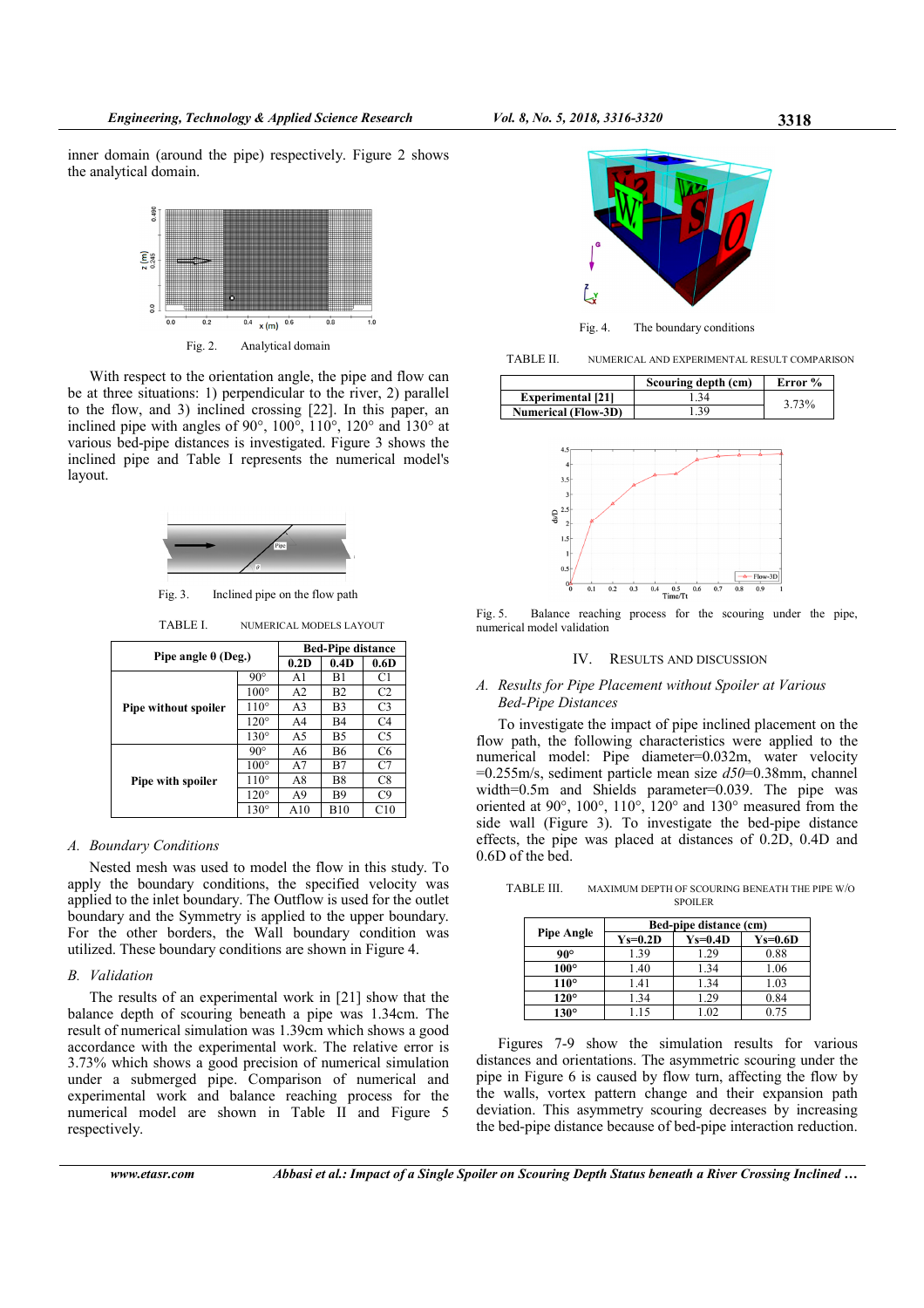inner domain (around the pipe) respectively. Figure 2 shows the analytical domain.

Fig. 2. Analytical domain

With respect to the orientation angle, the pipe and flow can be at three situations: 1) perpendicular to the river, 2) parallel to the flow, and 3) inclined crossing [22]. In this paper, an inclined pipe with angles of 90°, 100°, 110°, 120° and 130° at various bed-pipe distances is investigated. Figure 3 shows the inclined pipe and Table I represents the numerical model's layout.

Fig. 3. Inclined pipe on the flow path

TABLE I. NUMERICAL MODELS LAYOUT

| Pipe angle θ (Deg.) | | Bed-Pipe distance | | |
|---|---|---|---|---|
| | | 0.2D | 0.4D | 0.6D |
| Pipe without spoiler | 90° | A1 | B1 | C1 |
| | 100° | A2 | B2 | C2 |
| | 110° | A3 | B3 | C3 |
| | 120° | A4 | B4 | C4 |
| | 130° | A5 | B5 | C5 |
| Pipe with spoiler | 90° | A6 | B6 | C6 |
| | 100° | A7 | B7 | C7 |
| | 110° | A8 | B8 | C8 |
| | 120° | A9 | B9 | C9 |
| | 130° | A10 | B10 | C10 |

### A. Boundary Conditions

Nested mesh was used to model the flow in this study. To apply the boundary conditions, the specified velocity was applied to the inlet boundary. The Outflow is used for the outlet boundary and the Symmetry is applied to the upper boundary. For the other borders, the Wall boundary condition was utilized. These boundary conditions are shown in Figure 4.

### B. Validation

The results of an experimental work in [21] show that the balance depth of scouring beneath a pipe was 1.34cm. The result of numerical simulation was 1.39cm which shows a good accordance with the experimental work. The relative error is 3.73% which shows a good precision of numerical simulation under a submerged pipe. Comparison of numerical and experimental work and balance reaching process for the numerical model are shown in Table II and Figure 5 respectively.

Fig. 4. The boundary conditions

TABLE II. NUMERICAL AND EXPERIMENTAL RESULT COMPARISON

| | Scouring depth (cm) | Error % |
|---|---|---|
| Experimental [21] | 1.34 | 3.73% |
| Numerical (Flow-3D) | 1.39 | |

Fig. 5. Balance reaching process for the scouring under the pipe, numerical model validation

## IV. Results and Discussion

### A. Results for Pipe Placement without Spoiler at Various Bed-Pipe Distances

To investigate the impact of pipe inclined placement on the flow path, the following characteristics were applied to the numerical model: Pipe diameter=0.032m, water velocity =0.255m/s, sediment particle mean size $d50$=0.38mm, channel width=0.5m and Shields parameter=0.039. The pipe was oriented at 90°, 100°, 110°, 120° and 130° measured from the side wall (Figure 3). To investigate the bed-pipe distance effects, the pipe was placed at distances of 0.2D, 0.4D and 0.6D of the bed.

TABLE III. MAXIMUM DEPTH OF SCOURING BENEATH THE PIPE W/O SPOILER

| Pipe Angle | Bed-pipe distance (cm) | | |
|---|---|---|---|
| | Ys=0.2D | Ys=0.4D | Ys=0.6D |
| 90° | 1.39 | 1.29 | 0.88 |
| 100° | 1.40 | 1.34 | 1.06 |
| 110° | 1.41 | 1.34 | 1.03 |
| 120° | 1.34 | 1.29 | 0.84 |
| 130° | 1.15 | 1.02 | 0.75 |

Figures 7-9 show the simulation results for various distances and orientations. The asymmetric scouring under the pipe in Figure 6 is caused by flow turn, affecting the flow by the walls, vortex pattern change and their expansion path deviation. This asymmetry scouring decreases by increasing the bed-pipe distance because of bed-pipe interaction reduction.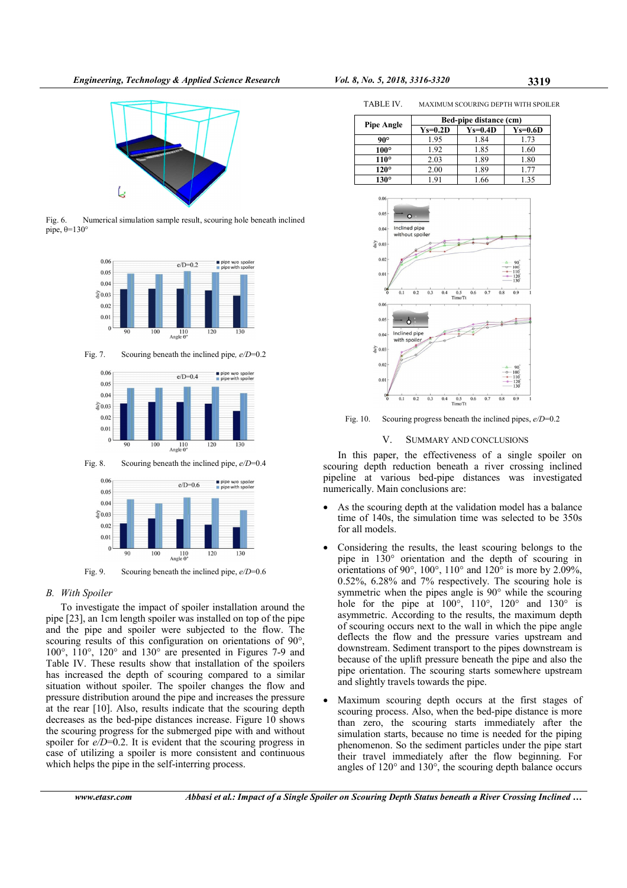Fig. 6. Numerical simulation sample result, scouring hole beneath inclined pipe, θ=130°

Fig. 7. Scouring beneath the inclined pipe, *e/D*=0.2

Fig. 8. Scouring beneath the inclined pipe, *e/D*=0.4

Fig. 9. Scouring beneath the inclined pipe, *e/D*=0.6

### B. With Spoiler

To investigate the impact of spoiler installation around the pipe [23], an 1cm length spoiler was installed on top of the pipe and the pipe and spoiler were subjected to the flow. The scouring results of this configuration on orientations of 90°, 100°, 110°, 120° and 130° are presented in Figures 7-9 and Table IV. These results show that installation of the spoilers has increased the depth of scouring compared to a similar situation without spoiler. The spoiler changes the flow and pressure distribution around the pipe and increases the pressure at the rear [10]. Also, results indicate that the scouring depth decreases as the bed-pipe distances increase. Figure 10 shows the scouring progress for the submerged pipe with and without spoiler for *e/D*=0.2. It is evident that the scouring progress in case of utilizing a spoiler is more consistent and continuous which helps the pipe in the self-interring process.

TABLE IV. MAXIMUM SCOURING DEPTH WITH SPOILER

| Pipe Angle | Bed-pipe distance (cm) | | |
|---|---|---|---|
| | Ys=0.2D | Ys=0.4D | Ys=0.6D |
| **90°** | 1.95 | 1.84 | 1.73 |
| **100°** | 1.92 | 1.85 | 1.60 |
| **110°** | 2.03 | 1.89 | 1.80 |
| **120°** | 2.00 | 1.89 | 1.77 |
| **130°** | 1.91 | 1.66 | 1.35 |

Fig. 10. Scouring progress beneath the inclined pipes, *e/D*=0.2

## V. SUMMARY AND CONCLUSIONS

In this paper, the effectiveness of a single spoiler on scouring depth reduction beneath a river crossing inclined pipeline at various bed-pipe distances was investigated numerically. Main conclusions are:

- As the scouring depth at the validation model has a balance time of 140s, the simulation time was selected to be 350s for all models.
- Considering the results, the least scouring belongs to the pipe in 130° orientation and the depth of scouring in orientations of 90°, 100°, 110° and 120° is more by 2.09%, 0.52%, 6.28% and 7% respectively. The scouring hole is symmetric when the pipes angle is 90° while the scouring hole for the pipe at 100°, 110°, 120° and 130° is asymmetric. According to the results, the maximum depth of scouring occurs next to the wall in which the pipe angle deflects the flow and the pressure varies upstream and downstream. Sediment transport to the pipes downstream is because of the uplift pressure beneath the pipe and also the pipe orientation. The scouring starts somewhere upstream and slightly travels towards the pipe.
- Maximum scouring depth occurs at the first stages of scouring process. Also, when the bed-pipe distance is more than zero, the scouring starts immediately after the simulation starts, because no time is needed for the piping phenomenon. So the sediment particles under the pipe start their travel immediately after the flow beginning. For angles of 120° and 130°, the scouring depth balance occurs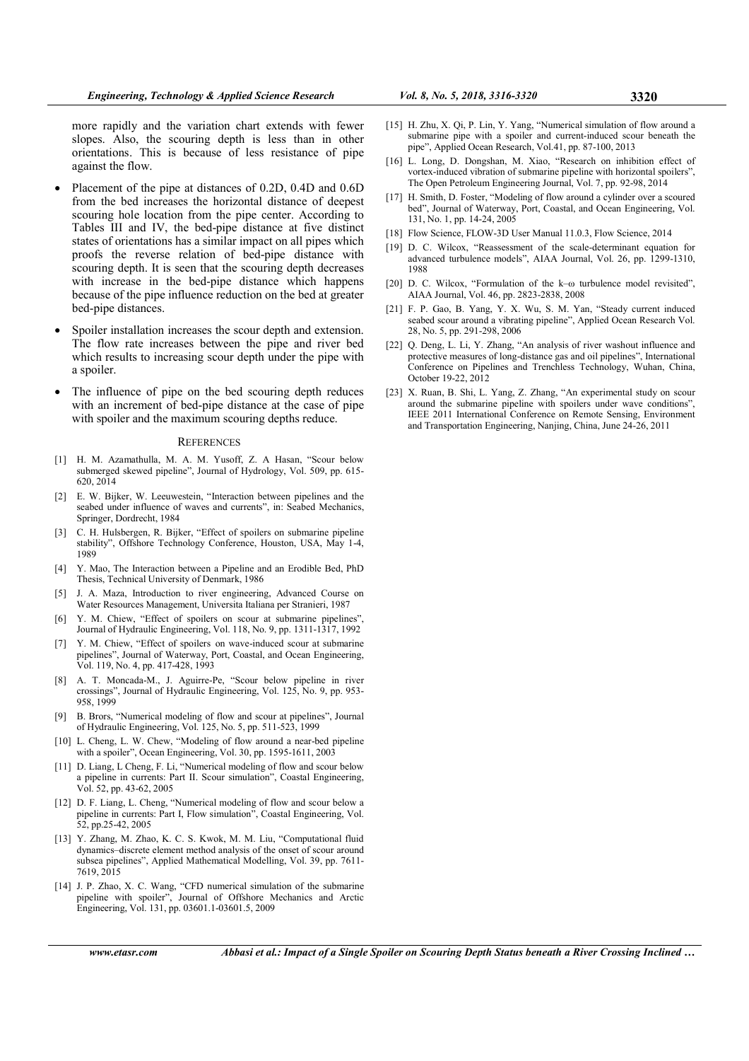more rapidly and the variation chart extends with fewer slopes. Also, the scouring depth is less than in other orientations. This is because of less resistance of pipe against the flow.

- Placement of the pipe at distances of 0.2D, 0.4D and 0.6D from the bed increases the horizontal distance of deepest scouring hole location from the pipe center. According to Tables III and IV, the bed-pipe distance at five distinct states of orientations has a similar impact on all pipes which proofs the reverse relation of bed-pipe distance with scouring depth. It is seen that the scouring depth decreases with increase in the bed-pipe distance which happens because of the pipe influence reduction on the bed at greater bed-pipe distances.
- Spoiler installation increases the scour depth and extension. The flow rate increases between the pipe and river bed which results to increasing scour depth under the pipe with a spoiler.
- The influence of pipe on the bed scouring depth reduces with an increment of bed-pipe distance at the case of pipe with spoiler and the maximum scouring depths reduce.

## REFERENCES

[1] H. M. Azamathulla, M. A. M. Yusoff, Z. A Hasan, "Scour below submerged skewed pipeline", Journal of Hydrology, Vol. 509, pp. 615-620, 2014

[2] E. W. Bijker, W. Leeuwestein, "Interaction between pipelines and the seabed under influence of waves and currents", in: Seabed Mechanics, Springer, Dordrecht, 1984

[3] C. H. Hulsbergen, R. Bijker, "Effect of spoilers on submarine pipeline stability", Offshore Technology Conference, Houston, USA, May 1-4, 1989

[4] Y. Mao, The Interaction between a Pipeline and an Erodible Bed, PhD Thesis, Technical University of Denmark, 1986

[5] J. A. Maza, Introduction to river engineering, Advanced Course on Water Resources Management, Universita Italiana per Stranieri, 1987

[6] Y. M. Chiew, "Effect of spoilers on scour at submarine pipelines", Journal of Hydraulic Engineering, Vol. 118, No. 9, pp. 1311-1317, 1992

[7] Y. M. Chiew, "Effect of spoilers on wave-induced scour at submarine pipelines", Journal of Waterway, Port, Coastal, and Ocean Engineering, Vol. 119, No. 4, pp. 417-428, 1993

[8] A. T. Moncada-M., J. Aguirre-Pe, "Scour below pipeline in river crossings", Journal of Hydraulic Engineering, Vol. 125, No. 9, pp. 953-958, 1999

[9] B. Brors, "Numerical modeling of flow and scour at pipelines", Journal of Hydraulic Engineering, Vol. 125, No. 5, pp. 511-523, 1999

[10] L. Cheng, L. W. Chew, "Modeling of flow around a near-bed pipeline with a spoiler", Ocean Engineering, Vol. 30, pp. 1595-1611, 2003

[11] D. Liang, L Cheng, F. Li, "Numerical modeling of flow and scour below a pipeline in currents: Part II. Scour simulation", Coastal Engineering, Vol. 52, pp. 43-62, 2005

[12] D. F. Liang, L. Cheng, "Numerical modeling of flow and scour below a pipeline in currents: Part I, Flow simulation", Coastal Engineering, Vol. 52, pp.25-42, 2005

[13] Y. Zhang, M. Zhao, K. C. S. Kwok, M. M. Liu, "Computational fluid dynamics–discrete element method analysis of the onset of scour around subsea pipelines", Applied Mathematical Modelling, Vol. 39, pp. 7611-7619, 2015

[14] J. P. Zhao, X. C. Wang, "CFD numerical simulation of the submarine pipeline with spoiler", Journal of Offshore Mechanics and Arctic Engineering, Vol. 131, pp. 03601.1-03601.5, 2009

[15] H. Zhu, X. Qi, P. Lin, Y. Yang, "Numerical simulation of flow around a submarine pipe with a spoiler and current-induced scour beneath the pipe", Applied Ocean Research, Vol.41, pp. 87-100, 2013

[16] L. Long, D. Dongshan, M. Xiao, "Research on inhibition effect of vortex-induced vibration of submarine pipeline with horizontal spoilers", The Open Petroleum Engineering Journal, Vol. 7, pp. 92-98, 2014

[17] H. Smith, D. Foster, "Modeling of flow around a cylinder over a scoured bed", Journal of Waterway, Port, Coastal, and Ocean Engineering, Vol. 131, No. 1, pp. 14-24, 2005

[18] Flow Science, FLOW-3D User Manual 11.0.3, Flow Science, 2014

[19] D. C. Wilcox, "Reassessment of the scale-determinant equation for advanced turbulence models", AIAA Journal, Vol. 26, pp. 1299-1310, 1988

[20] D. C. Wilcox, "Formulation of the k–ω turbulence model revisited", AIAA Journal, Vol. 46, pp. 2823-2838, 2008

[21] F. P. Gao, B. Yang, Y. X. Wu, S. M. Yan, "Steady current induced seabed scour around a vibrating pipeline", Applied Ocean Research Vol. 28, No. 5, pp. 291-298, 2006

[22] Q. Deng, L. Li, Y. Zhang, "An analysis of river washout influence and protective measures of long-distance gas and oil pipelines", International Conference on Pipelines and Trenchless Technology, Wuhan, China, October 19-22, 2012

[23] X. Ruan, B. Shi, L. Yang, Z. Zhang, "An experimental study on scour around the submarine pipeline with spoilers under wave conditions", IEEE 2011 International Conference on Remote Sensing, Environment and Transportation Engineering, Nanjing, China, June 24-26, 2011